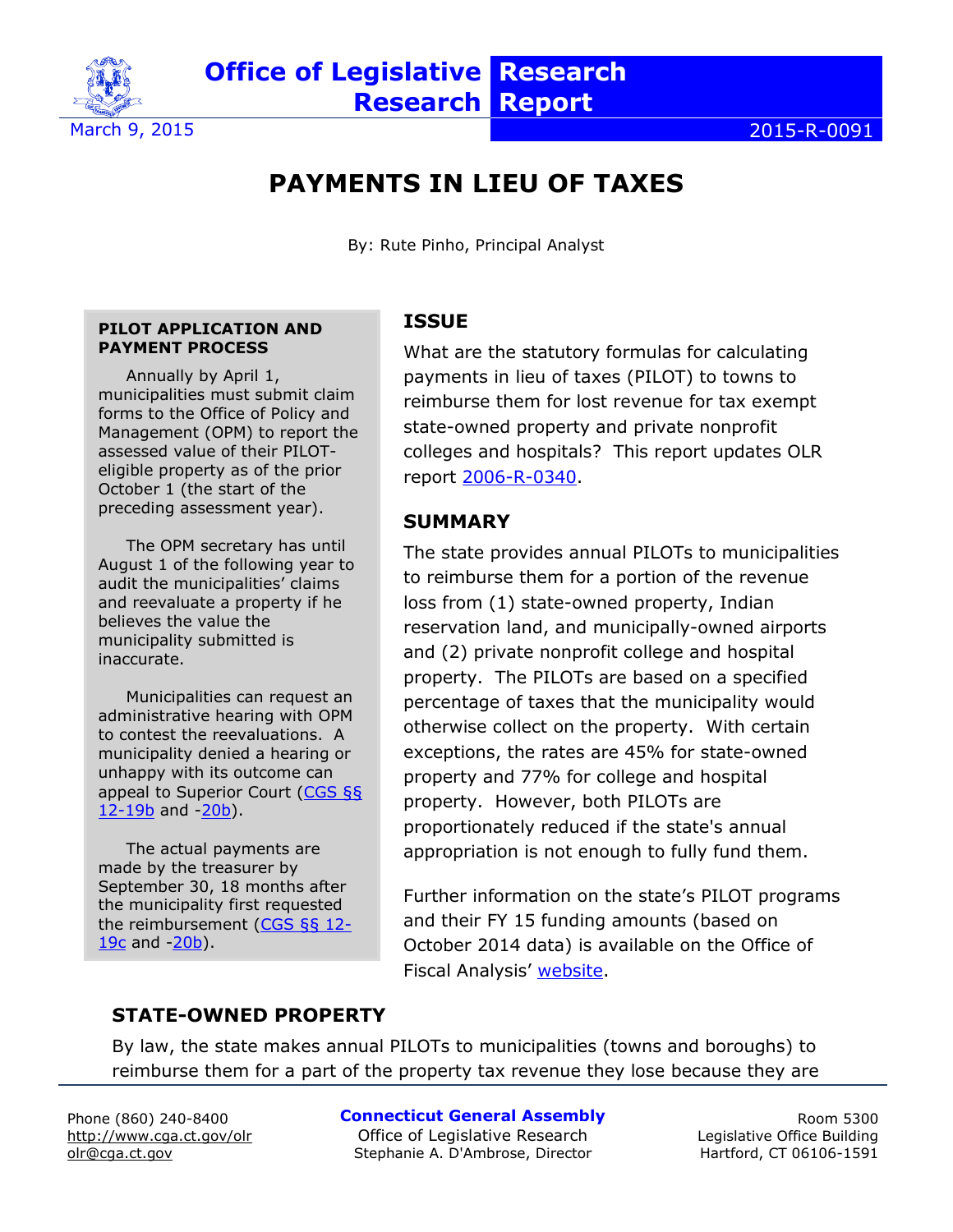Office of Legislative Research

Research Report

March 9, 2015

2015-R-0091

# PAYMENTS IN LIEU OF TAXES

By: Rute Pinho, Principal Analyst

## ISSUE

What are the statutory formulas for calculating payments in lieu of taxes (PILOT) to towns to reimburse them for lost revenue for tax exempt state-owned property and private nonprofit colleges and hospitals? This report updates OLR report 2006-R-0340.

## SUMMARY

The state provides annual PILOTs to municipalities to reimburse them for a portion of the revenue loss from (1) state-owned property, Indian reservation land, and municipally-owned airports and (2) private nonprofit college and hospital property. The PILOTs are based on a specified percentage of taxes that the municipality would otherwise collect on the property. With certain exceptions, the rates are 45% for state-owned property and 77% for college and hospital property. However, both PILOTs are proportionately reduced if the state's annual appropriation is not enough to fully fund them.

Further information on the state's PILOT programs and their FY 15 funding amounts (based on October 2014 data) is available on the Office of Fiscal Analysis' website.

**PILOT APPLICATION AND PAYMENT PROCESS**

Annually by April 1, municipalities must submit claim forms to the Office of Policy and Management (OPM) to report the assessed value of their PILOT-eligible property as of the prior October 1 (the start of the preceding assessment year).

The OPM secretary has until August 1 of the following year to audit the municipalities' claims and reevaluate a property if he believes the value the municipality submitted is inaccurate.

Municipalities can request an administrative hearing with OPM to contest the reevaluations. A municipality denied a hearing or unhappy with its outcome can appeal to Superior Court (CGS §§ 12-19b and -20b).

The actual payments are made by the treasurer by September 30, 18 months after the municipality first requested the reimbursement (CGS §§ 12-19c and -20b).

## STATE-OWNED PROPERTY

By law, the state makes annual PILOTs to municipalities (towns and boroughs) to reimburse them for a part of the property tax revenue they lose because they are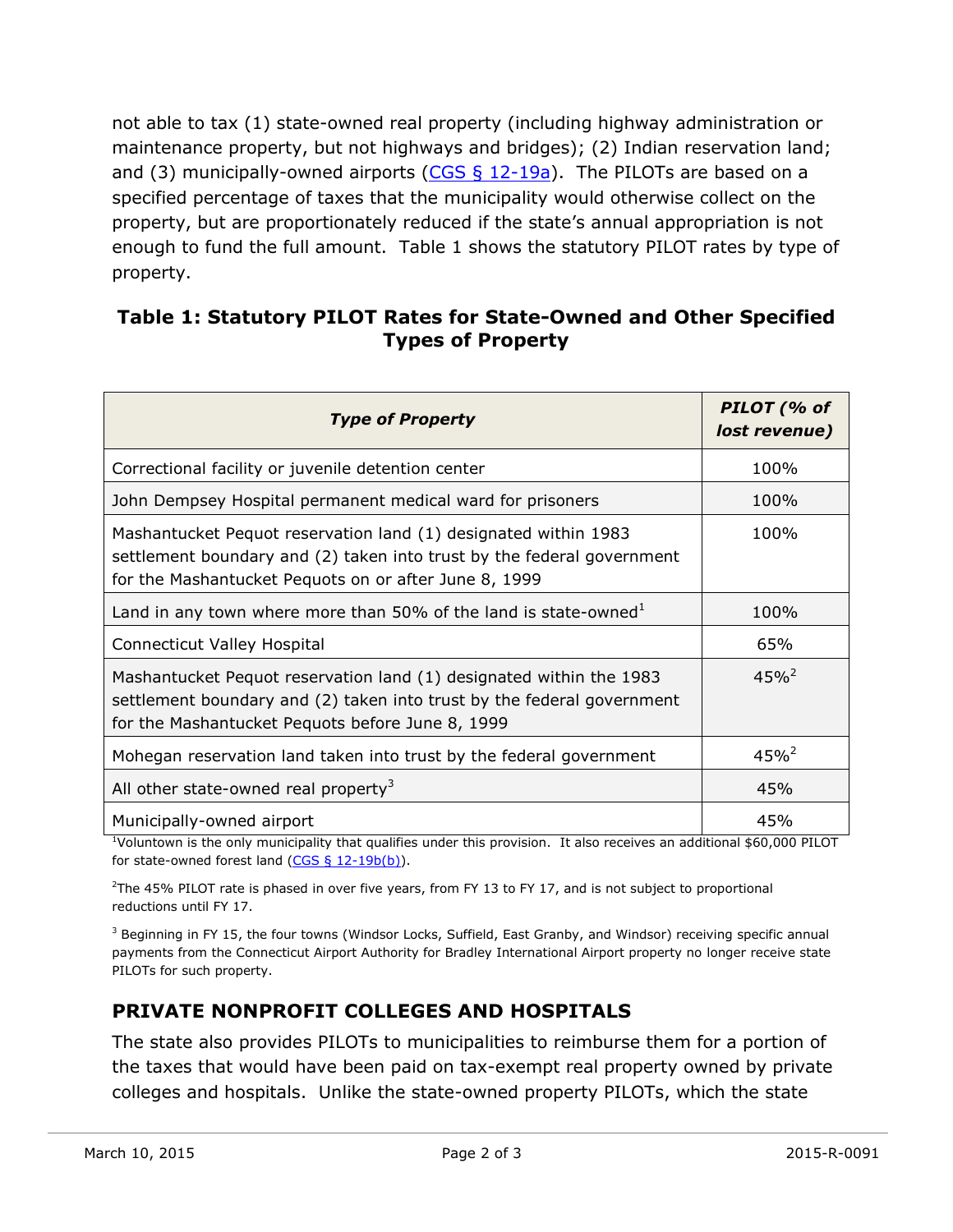not able to tax (1) state-owned real property (including highway administration or maintenance property, but not highways and bridges); (2) Indian reservation land; and (3) municipally-owned airports (CGS § 12-19a). The PILOTs are based on a specified percentage of taxes that the municipality would otherwise collect on the property, but are proportionately reduced if the state's annual appropriation is not enough to fund the full amount. Table 1 shows the statutory PILOT rates by type of property.

### Table 1: Statutory PILOT Rates for State-Owned and Other Specified Types of Property

| *Type of Property* | *PILOT (% of lost revenue)* |
|---|---|
| Correctional facility or juvenile detention center | 100% |
| John Dempsey Hospital permanent medical ward for prisoners | 100% |
| Mashantucket Pequot reservation land (1) designated within 1983 settlement boundary and (2) taken into trust by the federal government for the Mashantucket Pequots on or after June 8, 1999 | 100% |
| Land in any town where more than 50% of the land is state-owned[1] | 100% |
| Connecticut Valley Hospital | 65% |
| Mashantucket Pequot reservation land (1) designated within the 1983 settlement boundary and (2) taken into trust by the federal government for the Mashantucket Pequots before June 8, 1999 | 45%[2] |
| Mohegan reservation land taken into trust by the federal government | 45%[2] |
| All other state-owned real property[3] | 45% |
| Municipally-owned airport | 45% |

[1]Voluntown is the only municipality that qualifies under this provision. It also receives an additional $60,000 PILOT for state-owned forest land (CGS § 12-19b(b)).

[2]The 45% PILOT rate is phased in over five years, from FY 13 to FY 17, and is not subject to proportional reductions until FY 17.

[3] Beginning in FY 15, the four towns (Windsor Locks, Suffield, East Granby, and Windsor) receiving specific annual payments from the Connecticut Airport Authority for Bradley International Airport property no longer receive state PILOTs for such property.

## PRIVATE NONPROFIT COLLEGES AND HOSPITALS

The state also provides PILOTs to municipalities to reimburse them for a portion of the taxes that would have been paid on tax-exempt real property owned by private colleges and hospitals. Unlike the state-owned property PILOTs, which the state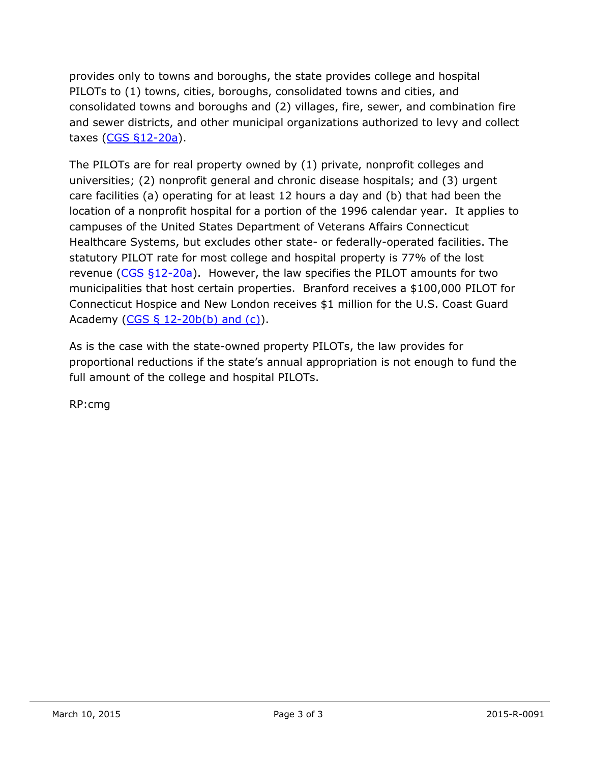provides only to towns and boroughs, the state provides college and hospital PILOTs to (1) towns, cities, boroughs, consolidated towns and cities, and consolidated towns and boroughs and (2) villages, fire, sewer, and combination fire and sewer districts, and other municipal organizations authorized to levy and collect taxes (CGS §12-20a).

The PILOTs are for real property owned by (1) private, nonprofit colleges and universities; (2) nonprofit general and chronic disease hospitals; and (3) urgent care facilities (a) operating for at least 12 hours a day and (b) that had been the location of a nonprofit hospital for a portion of the 1996 calendar year. It applies to campuses of the United States Department of Veterans Affairs Connecticut Healthcare Systems, but excludes other state- or federally-operated facilities. The statutory PILOT rate for most college and hospital property is 77% of the lost revenue (CGS §12-20a). However, the law specifies the PILOT amounts for two municipalities that host certain properties. Branford receives a $100,000 PILOT for Connecticut Hospice and New London receives $1 million for the U.S. Coast Guard Academy (CGS § 12-20b(b) and (c)).

As is the case with the state-owned property PILOTs, the law provides for proportional reductions if the state's annual appropriation is not enough to fund the full amount of the college and hospital PILOTs.

RP:cmg